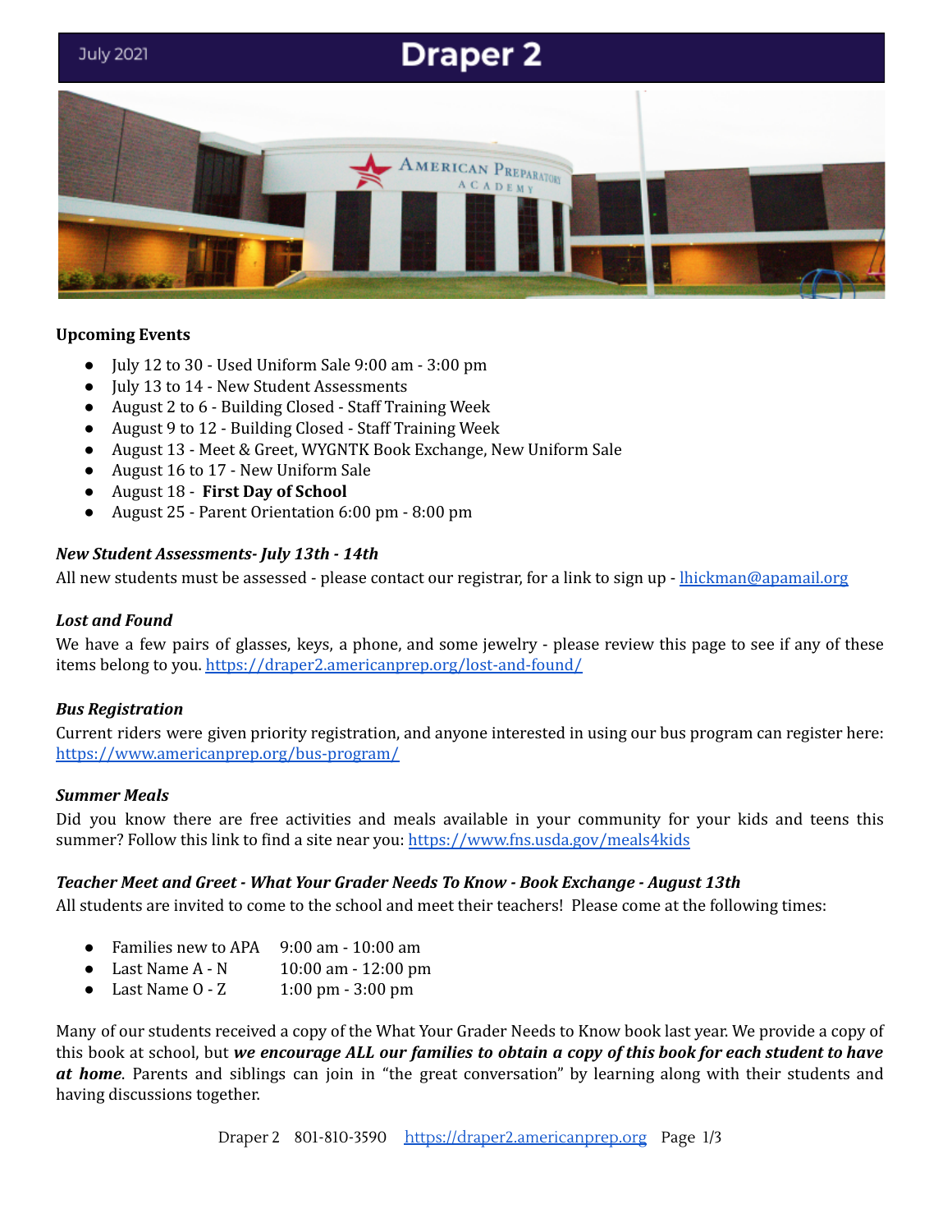July 2021

# Draper 2

**Upcoming Events**

- July 12 to 30 - Used Uniform Sale 9:00 am - 3:00 pm
- July 13 to 14 - New Student Assessments
- August 2 to 6 - Building Closed - Staff Training Week
- August 9 to 12 - Building Closed - Staff Training Week
- August 13 - Meet & Greet, WYGNTK Book Exchange, New Uniform Sale
- August 16 to 17 - New Uniform Sale
- August 18 - **First Day of School**
- August 25 - Parent Orientation 6:00 pm - 8:00 pm

***New Student Assessments- July 13th - 14th***

All new students must be assessed - please contact our registrar, for a link to sign up - lhickman@apamail.org

***Lost and Found***

We have a few pairs of glasses, keys, a phone, and some jewelry - please review this page to see if any of these items belong to you. https://draper2.americanprep.org/lost-and-found/

***Bus Registration***

Current riders were given priority registration, and anyone interested in using our bus program can register here: https://www.americanprep.org/bus-program/

***Summer Meals***

Did you know there are free activities and meals available in your community for your kids and teens this summer? Follow this link to find a site near you: https://www.fns.usda.gov/meals4kids

***Teacher Meet and Greet - What Your Grader Needs To Know - Book Exchange - August 13th***

All students are invited to come to the school and meet their teachers! Please come at the following times:

- Families new to APA 9:00 am - 10:00 am
- Last Name A - N 10:00 am - 12:00 pm
- Last Name O - Z 1:00 pm - 3:00 pm

Many of our students received a copy of the What Your Grader Needs to Know book last year. We provide a copy of this book at school, but ***we encourage ALL our families to obtain a copy of this book for each student to have at home***. Parents and siblings can join in "the great conversation" by learning along with their students and having discussions together.

Draper 2 801-810-3590 https://draper2.americanprep.org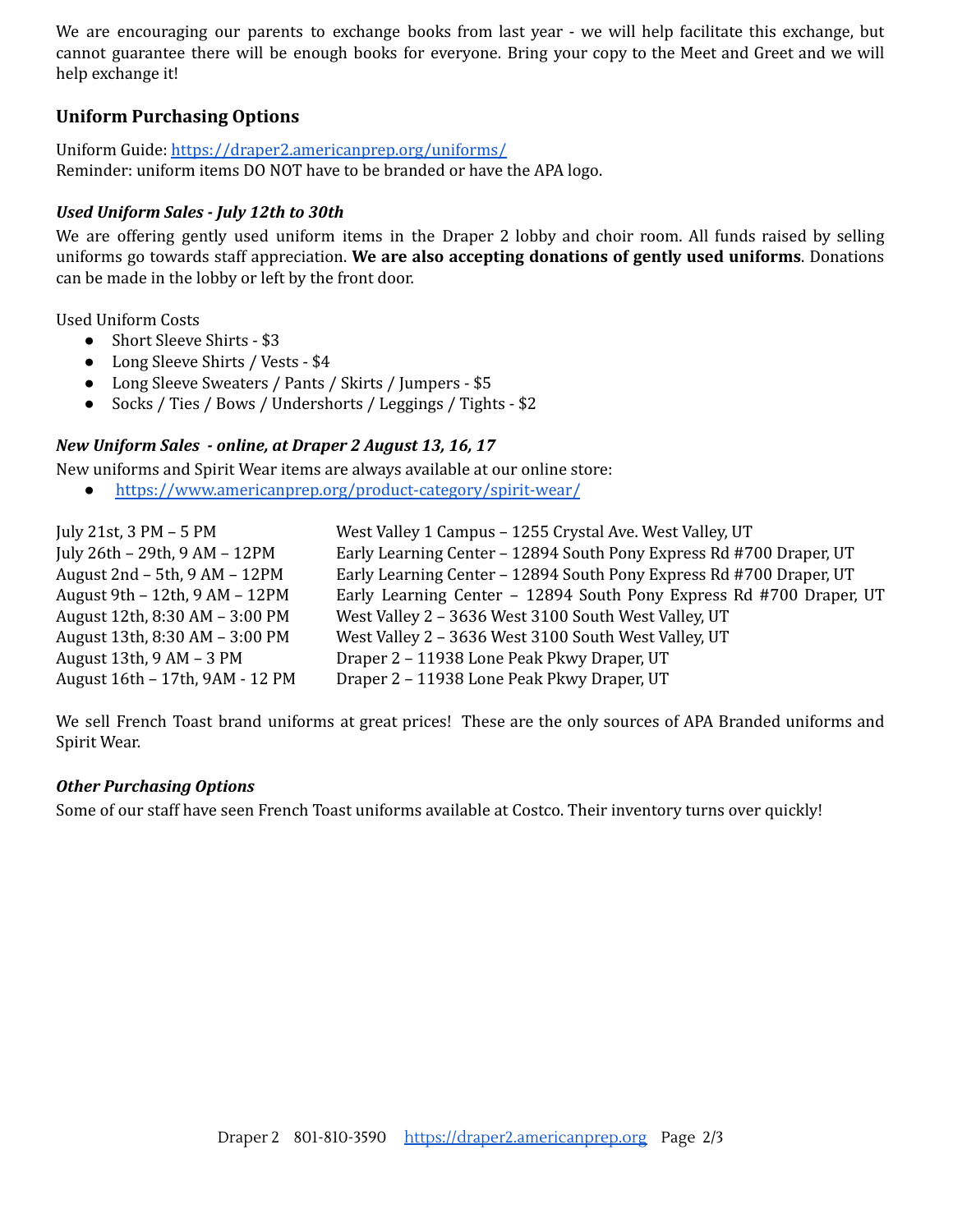We are encouraging our parents to exchange books from last year - we will help facilitate this exchange, but cannot guarantee there will be enough books for everyone. Bring your copy to the Meet and Greet and we will help exchange it!

### Uniform Purchasing Options

Uniform Guide: https://draper2.americanprep.org/uniforms/
Reminder: uniform items DO NOT have to be branded or have the APA logo.

#### *Used Uniform Sales - July 12th to 30th*

We are offering gently used uniform items in the Draper 2 lobby and choir room. All funds raised by selling uniforms go towards staff appreciation. **We are also accepting donations of gently used uniforms**. Donations can be made in the lobby or left by the front door.

Used Uniform Costs

- Short Sleeve Shirts - $3
- Long Sleeve Shirts / Vests - $4
- Long Sleeve Sweaters / Pants / Skirts / Jumpers - $5
- Socks / Ties / Bows / Undershorts / Leggings / Tights - $2

#### *New Uniform Sales - online, at Draper 2 August 13, 16, 17*

New uniforms and Spirit Wear items are always available at our online store:

- https://www.americanprep.org/product-category/spirit-wear/

| | |
|---|---|
| July 21st, 3 PM – 5 PM | West Valley 1 Campus – 1255 Crystal Ave. West Valley, UT |
| July 26th – 29th, 9 AM – 12PM | Early Learning Center – 12894 South Pony Express Rd #700 Draper, UT |
| August 2nd – 5th, 9 AM – 12PM | Early Learning Center – 12894 South Pony Express Rd #700 Draper, UT |
| August 9th – 12th, 9 AM – 12PM | Early Learning Center – 12894 South Pony Express Rd #700 Draper, UT |
| August 12th, 8:30 AM – 3:00 PM | West Valley 2 – 3636 West 3100 South West Valley, UT |
| August 13th, 8:30 AM – 3:00 PM | West Valley 2 – 3636 West 3100 South West Valley, UT |
| August 13th, 9 AM – 3 PM | Draper 2 – 11938 Lone Peak Pkwy Draper, UT |
| August 16th – 17th, 9AM - 12 PM | Draper 2 – 11938 Lone Peak Pkwy Draper, UT |

We sell French Toast brand uniforms at great prices! These are the only sources of APA Branded uniforms and Spirit Wear.

#### *Other Purchasing Options*

Some of our staff have seen French Toast uniforms available at Costco. Their inventory turns over quickly!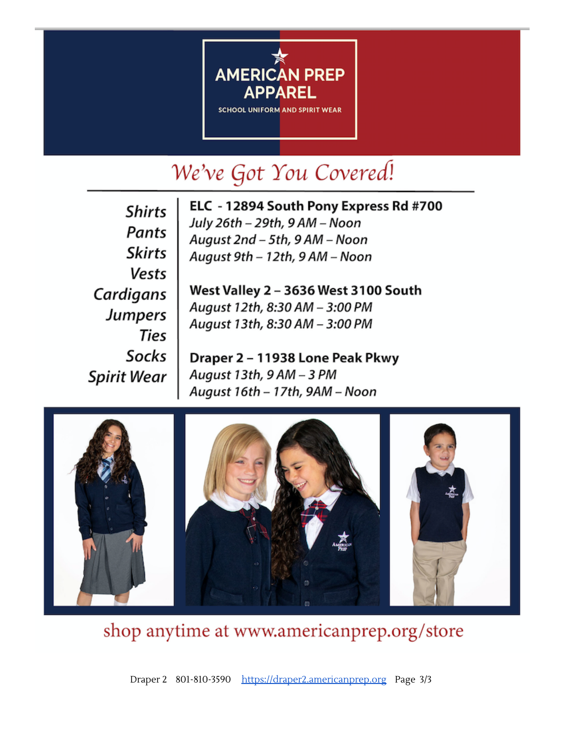# AMERICAN PREP APPAREL

SCHOOL UNIFORM AND SPIRIT WEAR

## *We've Got You Covered!*

*Shirts*
*Pants*
*Skirts*
*Vests*
*Cardigans*
*Jumpers*
*Ties*
*Socks*
*Spirit Wear*

**ELC - 12894 South Pony Express Rd #700**
*July 26th – 29th, 9 AM – Noon*
*August 2nd – 5th, 9 AM – Noon*
*August 9th – 12th, 9 AM – Noon*

**West Valley 2 – 3636 West 3100 South**
*August 12th, 8:30 AM – 3:00 PM*
*August 13th, 8:30 AM – 3:00 PM*

**Draper 2 – 11938 Lone Peak Pkwy**
*August 13th, 9 AM – 3 PM*
*August 16th – 17th, 9AM – Noon*

shop anytime at www.americanprep.org/store